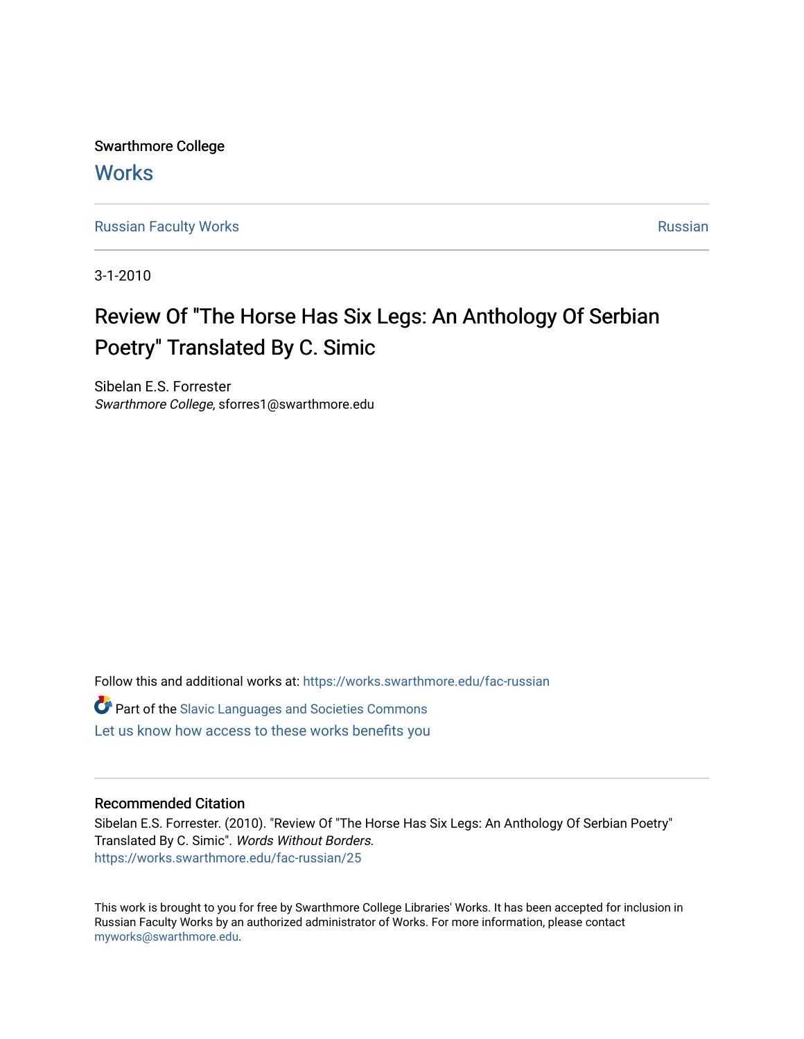Swarthmore College

# Works

Russian Faculty Works

Russian

3-1-2010

# Review Of "The Horse Has Six Legs: An Anthology Of Serbian Poetry" Translated By C. Simic

Sibelan E.S. Forrester
*Swarthmore College*, sforres1@swarthmore.edu

Follow this and additional works at: https://works.swarthmore.edu/fac-russian

Part of the Slavic Languages and Societies Commons

Let us know how access to these works benefits you

## Recommended Citation

Sibelan E.S. Forrester. (2010). "Review Of "The Horse Has Six Legs: An Anthology Of Serbian Poetry" Translated By C. Simic". *Words Without Borders*.
https://works.swarthmore.edu/fac-russian/25

This work is brought to you for free by Swarthmore College Libraries' Works. It has been accepted for inclusion in Russian Faculty Works by an authorized administrator of Works. For more information, please contact myworks@swarthmore.edu.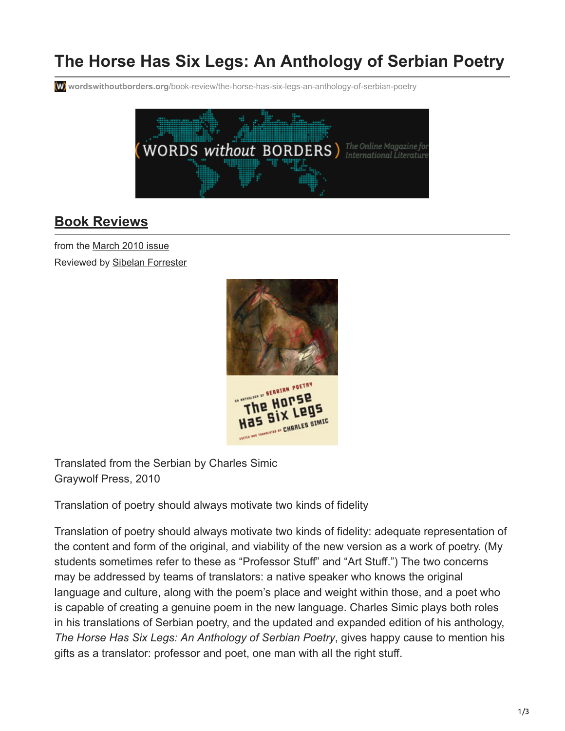# The Horse Has Six Legs: An Anthology of Serbian Poetry

wordswithoutborders.org/book-review/the-horse-has-six-legs-an-anthology-of-serbian-poetry

## Book Reviews

from the March 2010 issue

Reviewed by Sibelan Forrester

Translated from the Serbian by Charles Simic
Graywolf Press, 2010

Translation of poetry should always motivate two kinds of fidelity

Translation of poetry should always motivate two kinds of fidelity: adequate representation of the content and form of the original, and viability of the new version as a work of poetry. (My students sometimes refer to these as “Professor Stuff” and “Art Stuff.”) The two concerns may be addressed by teams of translators: a native speaker who knows the original language and culture, along with the poem’s place and weight within those, and a poet who is capable of creating a genuine poem in the new language. Charles Simic plays both roles in his translations of Serbian poetry, and the updated and expanded edition of his anthology, *The Horse Has Six Legs: An Anthology of Serbian Poetry*, gives happy cause to mention his gifts as a translator: professor and poet, one man with all the right stuff.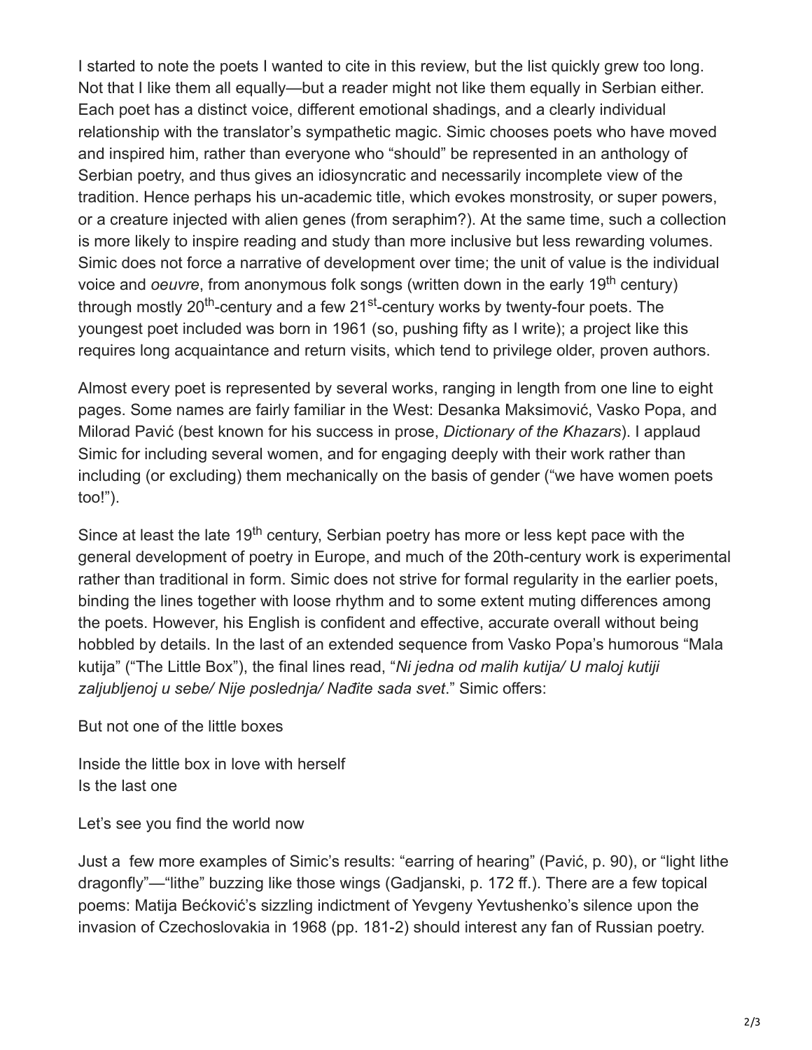I started to note the poets I wanted to cite in this review, but the list quickly grew too long. Not that I like them all equally—but a reader might not like them equally in Serbian either. Each poet has a distinct voice, different emotional shadings, and a clearly individual relationship with the translator's sympathetic magic. Simic chooses poets who have moved and inspired him, rather than everyone who "should" be represented in an anthology of Serbian poetry, and thus gives an idiosyncratic and necessarily incomplete view of the tradition. Hence perhaps his un-academic title, which evokes monstrosity, or super powers, or a creature injected with alien genes (from seraphim?). At the same time, such a collection is more likely to inspire reading and study than more inclusive but less rewarding volumes. Simic does not force a narrative of development over time; the unit of value is the individual voice and *oeuvre*, from anonymous folk songs (written down in the early 19th century) through mostly 20th-century and a few 21st-century works by twenty-four poets. The youngest poet included was born in 1961 (so, pushing fifty as I write); a project like this requires long acquaintance and return visits, which tend to privilege older, proven authors.

Almost every poet is represented by several works, ranging in length from one line to eight pages. Some names are fairly familiar in the West: Desanka Maksimović, Vasko Popa, and Milorad Pavić (best known for his success in prose, *Dictionary of the Khazars*). I applaud Simic for including several women, and for engaging deeply with their work rather than including (or excluding) them mechanically on the basis of gender ("we have women poets too!").

Since at least the late 19th century, Serbian poetry has more or less kept pace with the general development of poetry in Europe, and much of the 20th-century work is experimental rather than traditional in form. Simic does not strive for formal regularity in the earlier poets, binding the lines together with loose rhythm and to some extent muting differences among the poets. However, his English is confident and effective, accurate overall without being hobbled by details. In the last of an extended sequence from Vasko Popa's humorous "Mala kutija" ("The Little Box"), the final lines read, "*Ni jedna od malih kutija/ U maloj kutiji zaljubljenoj u sebe/ Nije poslednja/ Nađite sada svet*." Simic offers:

But not one of the little boxes

Inside the little box in love with herself
Is the last one

Let's see you find the world now

Just a few more examples of Simic's results: "earring of hearing" (Pavić, p. 90), or "light lithe dragonfly"—"lithe" buzzing like those wings (Gadjanski, p. 172 ff.). There are a few topical poems: Matija Bećković's sizzling indictment of Yevgeny Yevtushenko's silence upon the invasion of Czechoslovakia in 1968 (pp. 181-2) should interest any fan of Russian poetry.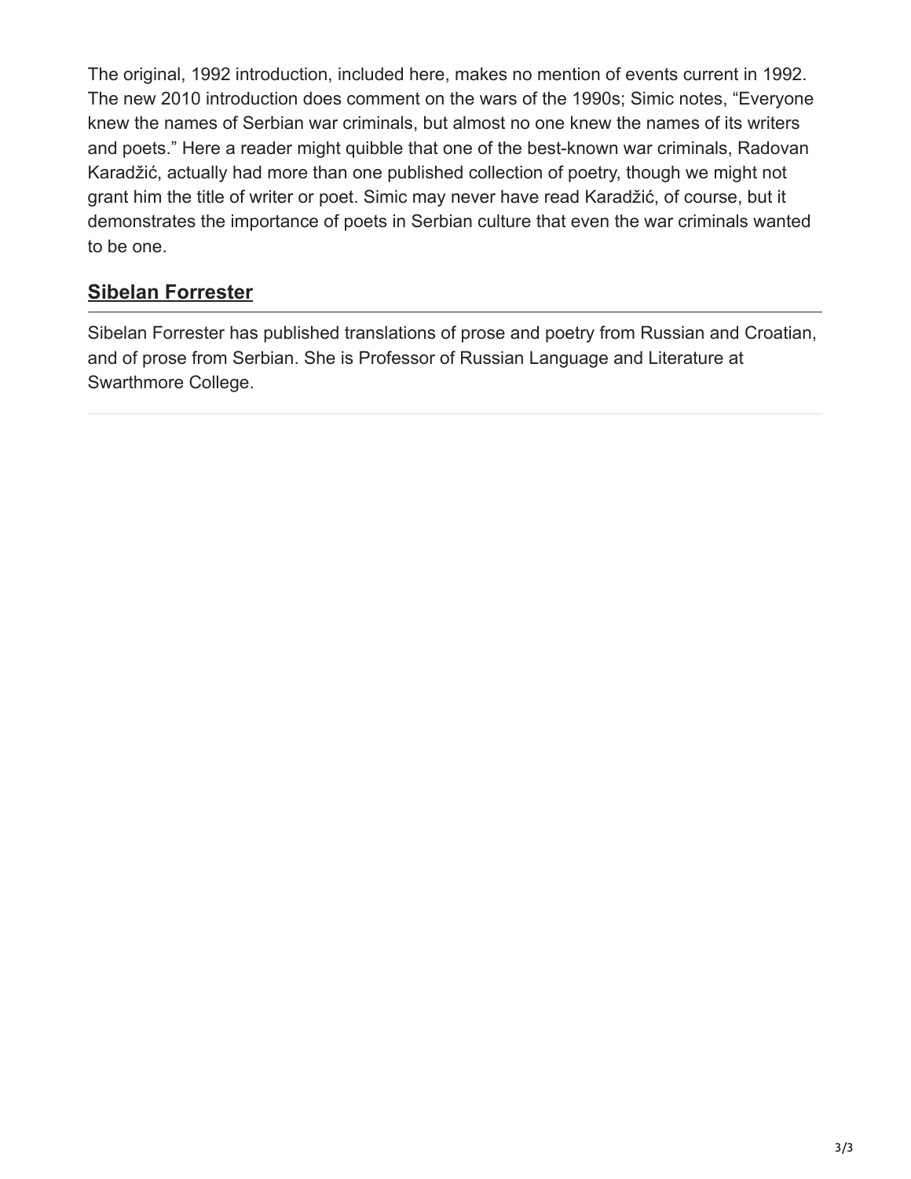The original, 1992 introduction, included here, makes no mention of events current in 1992. The new 2010 introduction does comment on the wars of the 1990s; Simic notes, "Everyone knew the names of Serbian war criminals, but almost no one knew the names of its writers and poets." Here a reader might quibble that one of the best-known war criminals, Radovan Karadžić, actually had more than one published collection of poetry, though we might not grant him the title of writer or poet. Simic may never have read Karadžić, of course, but it demonstrates the importance of poets in Serbian culture that even the war criminals wanted to be one.

## Sibelan Forrester

Sibelan Forrester has published translations of prose and poetry from Russian and Croatian, and of prose from Serbian. She is Professor of Russian Language and Literature at Swarthmore College.